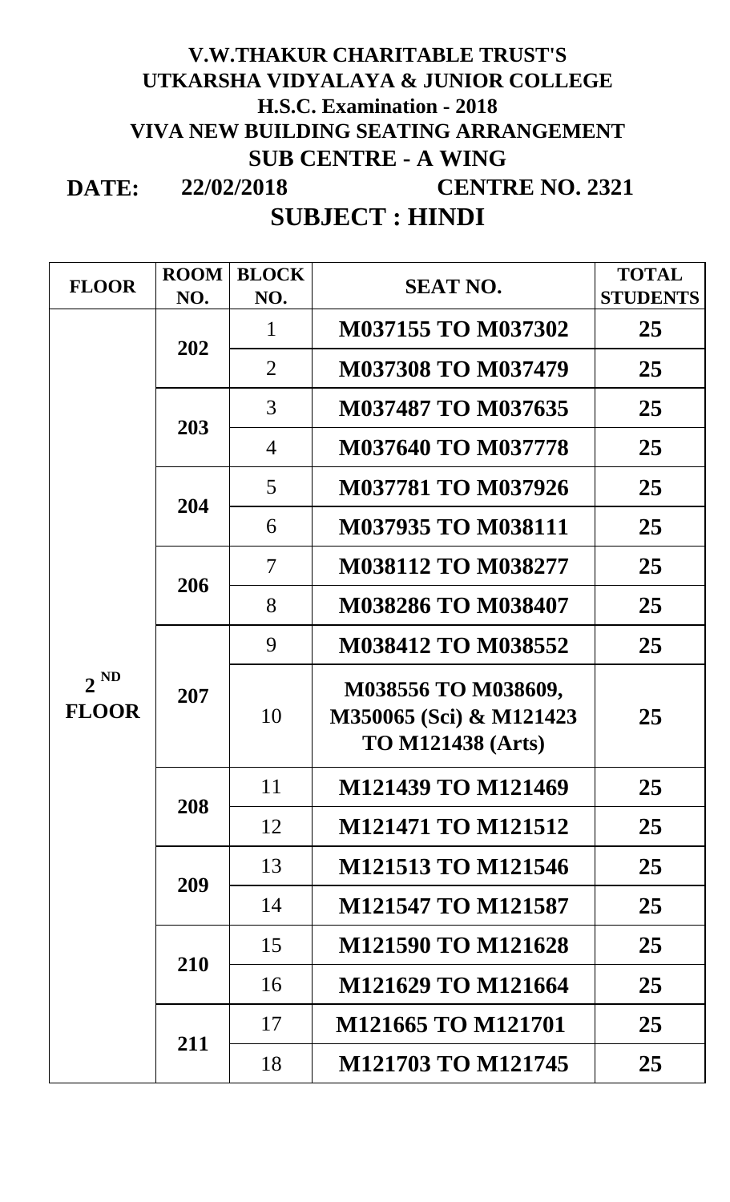# V.W.THAKUR CHARITABLE TRUST'S
# UTKARSHA VIDYALAYA & JUNIOR COLLEGE
## H.S.C. Examination - 2018
## VIVA NEW BUILDING SEATING ARRANGEMENT
## SUB CENTRE - A WING

**DATE:** 22/02/2018 **CENTRE NO. 2321**

## SUBJECT : HINDI

| FLOOR | ROOM NO. | BLOCK NO. | SEAT NO. | TOTAL STUDENTS |
|---|---|---|---|---|
| 2 ND FLOOR | 202 | 1 | M037155 TO M037302 | 25 |
| | | 2 | M037308 TO M037479 | 25 |
| | 203 | 3 | M037487 TO M037635 | 25 |
| | | 4 | M037640 TO M037778 | 25 |
| | 204 | 5 | M037781 TO M037926 | 25 |
| | | 6 | M037935 TO M038111 | 25 |
| | 206 | 7 | M038112 TO M038277 | 25 |
| | | 8 | M038286 TO M038407 | 25 |
| | 207 | 9 | M038412 TO M038552 | 25 |
| | | 10 | M038556 TO M038609, M350065 (Sci) & M121423 TO M121438 (Arts) | 25 |
| | 208 | 11 | M121439 TO M121469 | 25 |
| | | 12 | M121471 TO M121512 | 25 |
| | 209 | 13 | M121513 TO M121546 | 25 |
| | | 14 | M121547 TO M121587 | 25 |
| | 210 | 15 | M121590 TO M121628 | 25 |
| | | 16 | M121629 TO M121664 | 25 |
| | 211 | 17 | M121665 TO M121701 | 25 |
| | | 18 | M121703 TO M121745 | 25 |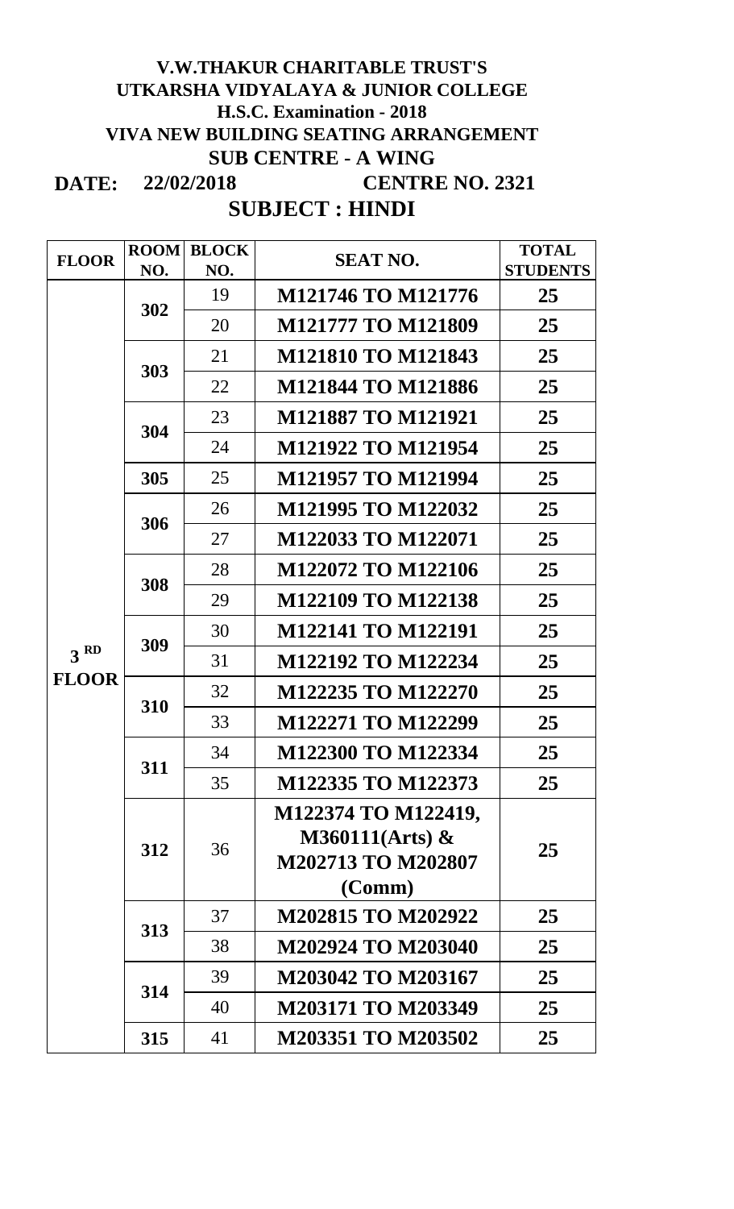**V.W.THAKUR CHARITABLE TRUST'S**
**UTKARSHA VIDYALAYA & JUNIOR COLLEGE**
**H.S.C. Examination - 2018**
**VIVA NEW BUILDING SEATING ARRANGEMENT**
**SUB CENTRE - A WING**

**DATE: 22/02/2018** **CENTRE NO. 2321**

## SUBJECT : HINDI

| FLOOR | ROOM NO. | BLOCK NO. | SEAT NO. | TOTAL STUDENTS |
|---|---|---|---|---|
| 3 RD FLOOR | 302 | 19 | M121746 TO M121776 | 25 |
| | | 20 | M121777 TO M121809 | 25 |
| | 303 | 21 | M121810 TO M121843 | 25 |
| | | 22 | M121844 TO M121886 | 25 |
| | 304 | 23 | M121887 TO M121921 | 25 |
| | | 24 | M121922 TO M121954 | 25 |
| | 305 | 25 | M121957 TO M121994 | 25 |
| | 306 | 26 | M121995 TO M122032 | 25 |
| | | 27 | M122033 TO M122071 | 25 |
| | 308 | 28 | M122072 TO M122106 | 25 |
| | | 29 | M122109 TO M122138 | 25 |
| | 309 | 30 | M122141 TO M122191 | 25 |
| | | 31 | M122192 TO M122234 | 25 |
| | 310 | 32 | M122235 TO M122270 | 25 |
| | | 33 | M122271 TO M122299 | 25 |
| | 311 | 34 | M122300 TO M122334 | 25 |
| | | 35 | M122335 TO M122373 | 25 |
| | 312 | 36 | M122374 TO M122419, M360111(Arts) & M202713 TO M202807 (Comm) | 25 |
| | 313 | 37 | M202815 TO M202922 | 25 |
| | | 38 | M202924 TO M203040 | 25 |
| | 314 | 39 | M203042 TO M203167 | 25 |
| | | 40 | M203171 TO M203349 | 25 |
| | 315 | 41 | M203351 TO M203502 | 25 |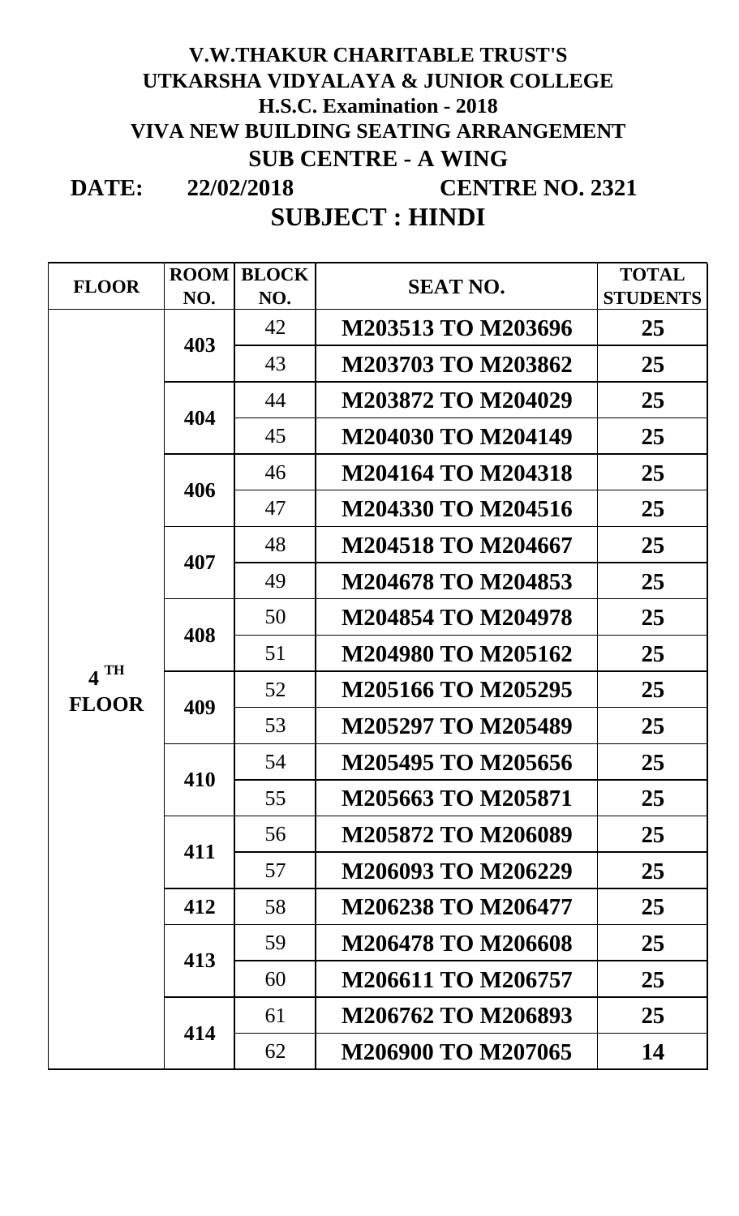# V.W.THAKUR CHARITABLE TRUST'S
# UTKARSHA VIDYALAYA & JUNIOR COLLEGE
## H.S.C. Examination - 2018
## VIVA NEW BUILDING SEATING ARRANGEMENT
## SUB CENTRE - A WING

**DATE: 22/02/2018 CENTRE NO. 2321**

## SUBJECT : HINDI

| FLOOR | ROOM NO. | BLOCK NO. | SEAT NO. | TOTAL STUDENTS |
|---|---|---|---|---|
| 4 TH FLOOR | 403 | 42 | M203513 TO M203696 | 25 |
| | | 43 | M203703 TO M203862 | 25 |
| | 404 | 44 | M203872 TO M204029 | 25 |
| | | 45 | M204030 TO M204149 | 25 |
| | 406 | 46 | M204164 TO M204318 | 25 |
| | | 47 | M204330 TO M204516 | 25 |
| | 407 | 48 | M204518 TO M204667 | 25 |
| | | 49 | M204678 TO M204853 | 25 |
| | 408 | 50 | M204854 TO M204978 | 25 |
| | | 51 | M204980 TO M205162 | 25 |
| | 409 | 52 | M205166 TO M205295 | 25 |
| | | 53 | M205297 TO M205489 | 25 |
| | 410 | 54 | M205495 TO M205656 | 25 |
| | | 55 | M205663 TO M205871 | 25 |
| | 411 | 56 | M205872 TO M206089 | 25 |
| | | 57 | M206093 TO M206229 | 25 |
| | 412 | 58 | M206238 TO M206477 | 25 |
| | 413 | 59 | M206478 TO M206608 | 25 |
| | | 60 | M206611 TO M206757 | 25 |
| | 414 | 61 | M206762 TO M206893 | 25 |
| | | 62 | M206900 TO M207065 | 14 |